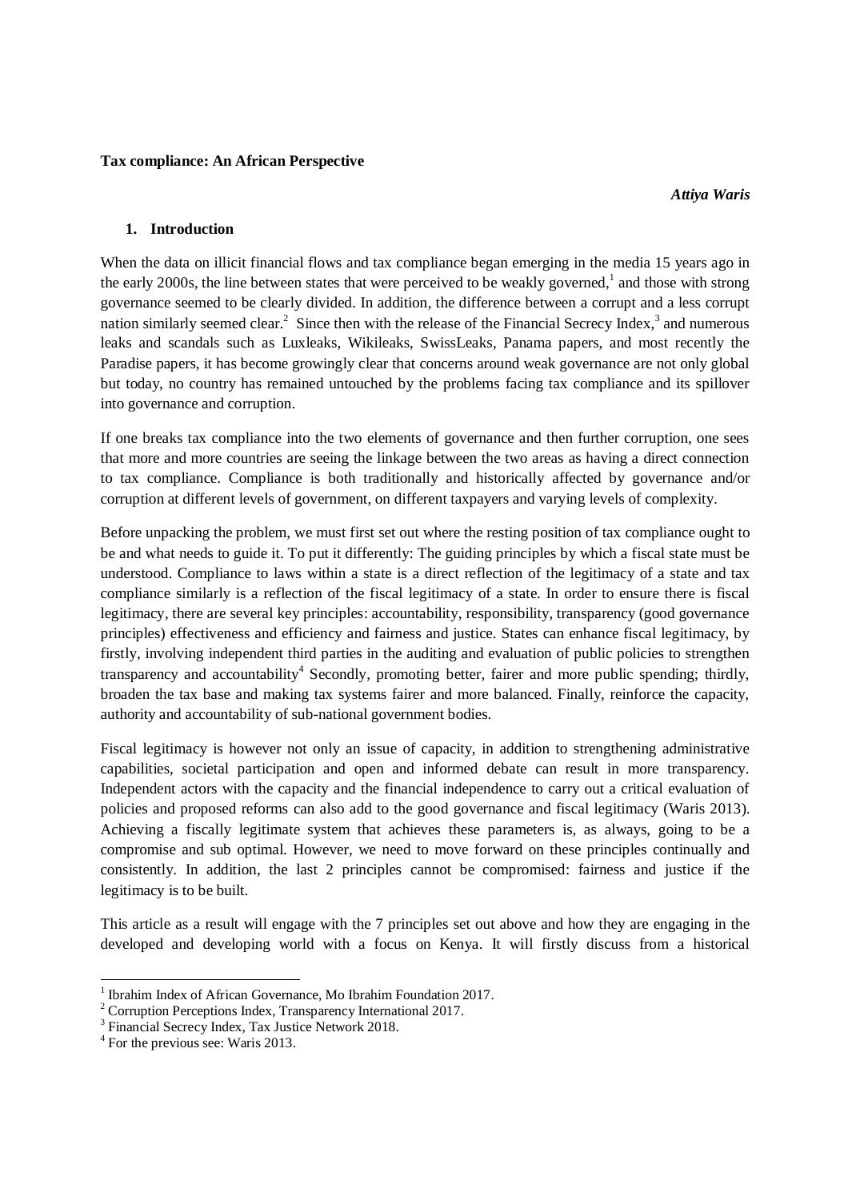**Tax compliance: An African Perspective**

***Attiya Waris***

## 1. Introduction

When the data on illicit financial flows and tax compliance began emerging in the media 15 years ago in the early 2000s, the line between states that were perceived to be weakly governed,[1] and those with strong governance seemed to be clearly divided. In addition, the difference between a corrupt and a less corrupt nation similarly seemed clear.[2] Since then with the release of the Financial Secrecy Index,[3] and numerous leaks and scandals such as Luxleaks, Wikileaks, SwissLeaks, Panama papers, and most recently the Paradise papers, it has become growingly clear that concerns around weak governance are not only global but today, no country has remained untouched by the problems facing tax compliance and its spillover into governance and corruption.

If one breaks tax compliance into the two elements of governance and then further corruption, one sees that more and more countries are seeing the linkage between the two areas as having a direct connection to tax compliance. Compliance is both traditionally and historically affected by governance and/or corruption at different levels of government, on different taxpayers and varying levels of complexity.

Before unpacking the problem, we must first set out where the resting position of tax compliance ought to be and what needs to guide it. To put it differently: The guiding principles by which a fiscal state must be understood. Compliance to laws within a state is a direct reflection of the legitimacy of a state and tax compliance similarly is a reflection of the fiscal legitimacy of a state. In order to ensure there is fiscal legitimacy, there are several key principles: accountability, responsibility, transparency (good governance principles) effectiveness and efficiency and fairness and justice. States can enhance fiscal legitimacy, by firstly, involving independent third parties in the auditing and evaluation of public policies to strengthen transparency and accountability[4] Secondly, promoting better, fairer and more public spending; thirdly, broaden the tax base and making tax systems fairer and more balanced. Finally, reinforce the capacity, authority and accountability of sub-national government bodies.

Fiscal legitimacy is however not only an issue of capacity, in addition to strengthening administrative capabilities, societal participation and open and informed debate can result in more transparency. Independent actors with the capacity and the financial independence to carry out a critical evaluation of policies and proposed reforms can also add to the good governance and fiscal legitimacy (Waris 2013). Achieving a fiscally legitimate system that achieves these parameters is, as always, going to be a compromise and sub optimal. However, we need to move forward on these principles continually and consistently. In addition, the last 2 principles cannot be compromised: fairness and justice if the legitimacy is to be built.

This article as a result will engage with the 7 principles set out above and how they are engaging in the developed and developing world with a focus on Kenya. It will firstly discuss from a historical

---

[1] Ibrahim Index of African Governance, Mo Ibrahim Foundation 2017.

[2] Corruption Perceptions Index, Transparency International 2017.

[3] Financial Secrecy Index, Tax Justice Network 2018.

[4] For the previous see: Waris 2013.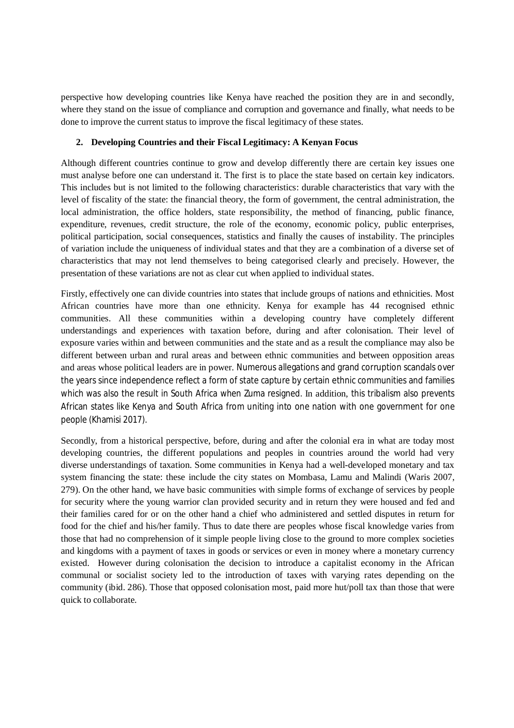perspective how developing countries like Kenya have reached the position they are in and secondly, where they stand on the issue of compliance and corruption and governance and finally, what needs to be done to improve the current status to improve the fiscal legitimacy of these states.

## 2. Developing Countries and their Fiscal Legitimacy: A Kenyan Focus

Although different countries continue to grow and develop differently there are certain key issues one must analyse before one can understand it. The first is to place the state based on certain key indicators. This includes but is not limited to the following characteristics: durable characteristics that vary with the level of fiscality of the state: the financial theory, the form of government, the central administration, the local administration, the office holders, state responsibility, the method of financing, public finance, expenditure, revenues, credit structure, the role of the economy, economic policy, public enterprises, political participation, social consequences, statistics and finally the causes of instability. The principles of variation include the uniqueness of individual states and that they are a combination of a diverse set of characteristics that may not lend themselves to being categorised clearly and precisely. However, the presentation of these variations are not as clear cut when applied to individual states.

Firstly, effectively one can divide countries into states that include groups of nations and ethnicities. Most African countries have more than one ethnicity. Kenya for example has 44 recognised ethnic communities. All these communities within a developing country have completely different understandings and experiences with taxation before, during and after colonisation. Their level of exposure varies within and between communities and the state and as a result the compliance may also be different between urban and rural areas and between ethnic communities and between opposition areas and areas whose political leaders are in power. Numerous allegations and grand corruption scandals over the years since independence reflect a form of state capture by certain ethnic communities and families which was also the result in South Africa when Zuma resigned. In addition, this tribalism also prevents African states like Kenya and South Africa from uniting into one nation with one government for one people (Khamisi 2017).

Secondly, from a historical perspective, before, during and after the colonial era in what are today most developing countries, the different populations and peoples in countries around the world had very diverse understandings of taxation. Some communities in Kenya had a well-developed monetary and tax system financing the state: these include the city states on Mombasa, Lamu and Malindi (Waris 2007, 279). On the other hand, we have basic communities with simple forms of exchange of services by people for security where the young warrior clan provided security and in return they were housed and fed and their families cared for or on the other hand a chief who administered and settled disputes in return for food for the chief and his/her family. Thus to date there are peoples whose fiscal knowledge varies from those that had no comprehension of it simple people living close to the ground to more complex societies and kingdoms with a payment of taxes in goods or services or even in money where a monetary currency existed. However during colonisation the decision to introduce a capitalist economy in the African communal or socialist society led to the introduction of taxes with varying rates depending on the community (ibid. 286). Those that opposed colonisation most, paid more hut/poll tax than those that were quick to collaborate.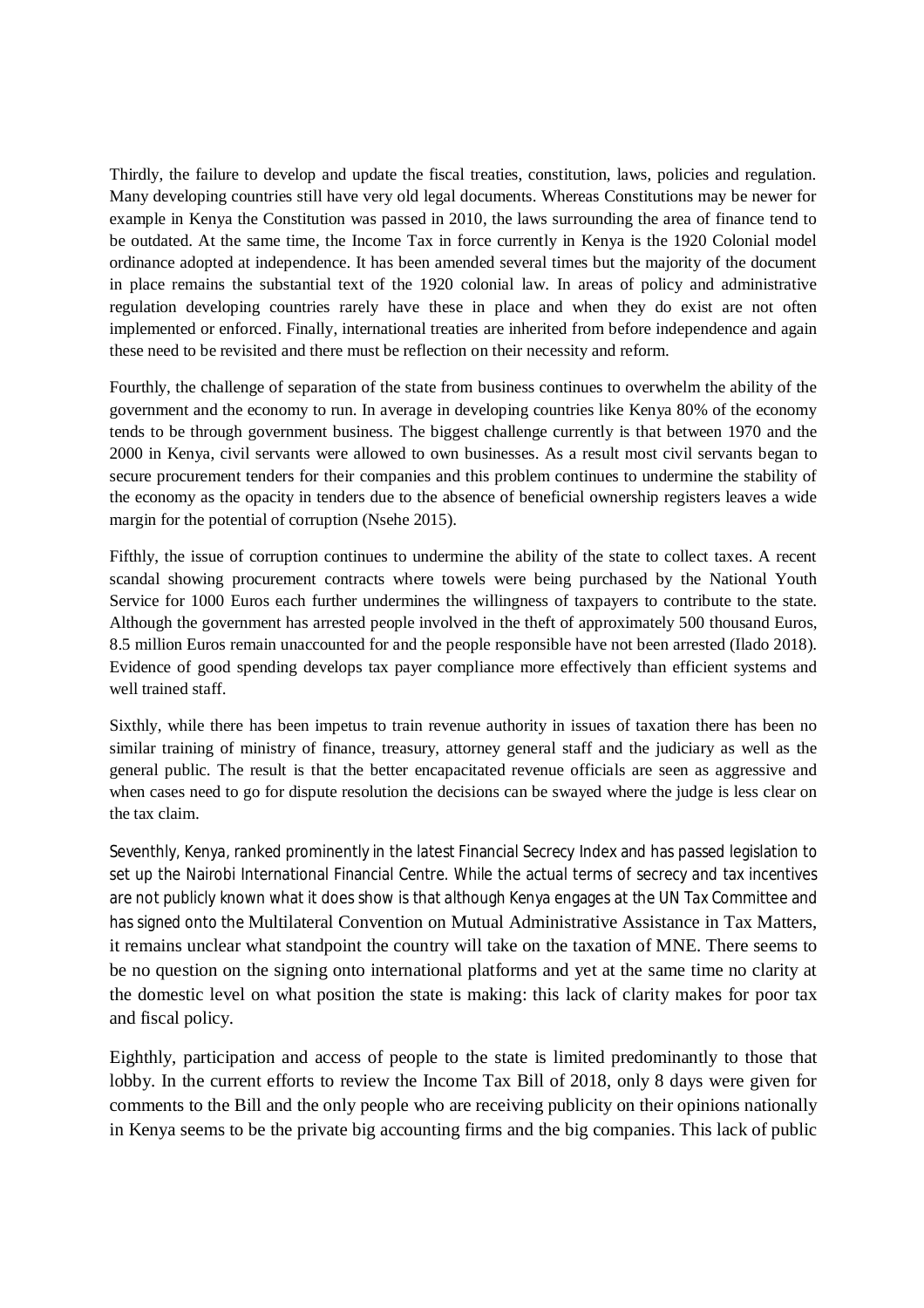Thirdly, the failure to develop and update the fiscal treaties, constitution, laws, policies and regulation. Many developing countries still have very old legal documents. Whereas Constitutions may be newer for example in Kenya the Constitution was passed in 2010, the laws surrounding the area of finance tend to be outdated. At the same time, the Income Tax in force currently in Kenya is the 1920 Colonial model ordinance adopted at independence. It has been amended several times but the majority of the document in place remains the substantial text of the 1920 colonial law. In areas of policy and administrative regulation developing countries rarely have these in place and when they do exist are not often implemented or enforced. Finally, international treaties are inherited from before independence and again these need to be revisited and there must be reflection on their necessity and reform.

Fourthly, the challenge of separation of the state from business continues to overwhelm the ability of the government and the economy to run. In average in developing countries like Kenya 80% of the economy tends to be through government business. The biggest challenge currently is that between 1970 and the 2000 in Kenya, civil servants were allowed to own businesses. As a result most civil servants began to secure procurement tenders for their companies and this problem continues to undermine the stability of the economy as the opacity in tenders due to the absence of beneficial ownership registers leaves a wide margin for the potential of corruption (Nsehe 2015).

Fifthly, the issue of corruption continues to undermine the ability of the state to collect taxes. A recent scandal showing procurement contracts where towels were being purchased by the National Youth Service for 1000 Euros each further undermines the willingness of taxpayers to contribute to the state. Although the government has arrested people involved in the theft of approximately 500 thousand Euros, 8.5 million Euros remain unaccounted for and the people responsible have not been arrested (Ilado 2018). Evidence of good spending develops tax payer compliance more effectively than efficient systems and well trained staff.

Sixthly, while there has been impetus to train revenue authority in issues of taxation there has been no similar training of ministry of finance, treasury, attorney general staff and the judiciary as well as the general public. The result is that the better encapacitated revenue officials are seen as aggressive and when cases need to go for dispute resolution the decisions can be swayed where the judge is less clear on the tax claim.

Seventhly, Kenya, ranked prominently in the latest Financial Secrecy Index and has passed legislation to set up the Nairobi International Financial Centre. While the actual terms of secrecy and tax incentives are not publicly known what it does show is that although Kenya engages at the UN Tax Committee and has signed onto the Multilateral Convention on Mutual Administrative Assistance in Tax Matters, it remains unclear what standpoint the country will take on the taxation of MNE. There seems to be no question on the signing onto international platforms and yet at the same time no clarity at the domestic level on what position the state is making: this lack of clarity makes for poor tax and fiscal policy.

Eighthly, participation and access of people to the state is limited predominantly to those that lobby. In the current efforts to review the Income Tax Bill of 2018, only 8 days were given for comments to the Bill and the only people who are receiving publicity on their opinions nationally in Kenya seems to be the private big accounting firms and the big companies. This lack of public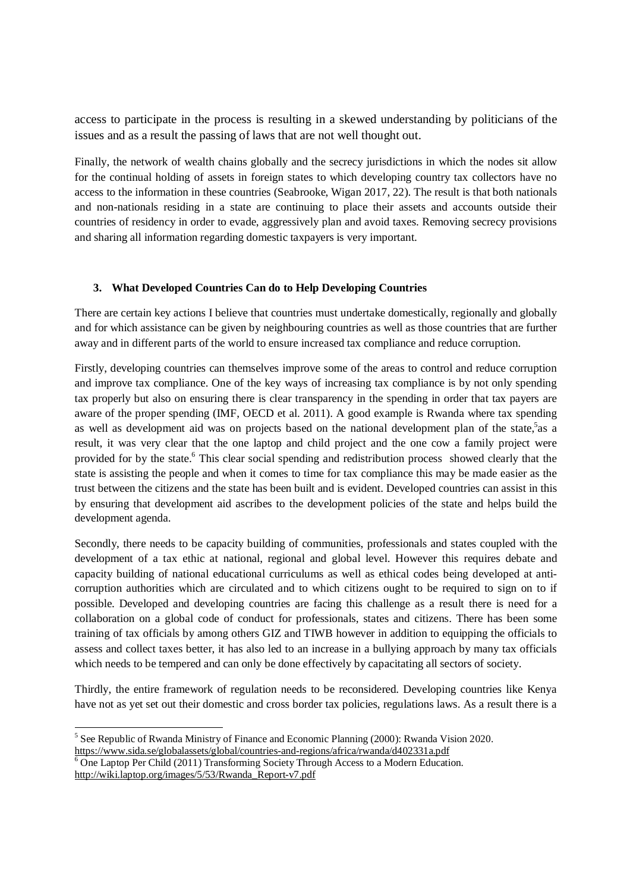access to participate in the process is resulting in a skewed understanding by politicians of the issues and as a result the passing of laws that are not well thought out.

Finally, the network of wealth chains globally and the secrecy jurisdictions in which the nodes sit allow for the continual holding of assets in foreign states to which developing country tax collectors have no access to the information in these countries (Seabrooke, Wigan 2017, 22). The result is that both nationals and non-nationals residing in a state are continuing to place their assets and accounts outside their countries of residency in order to evade, aggressively plan and avoid taxes. Removing secrecy provisions and sharing all information regarding domestic taxpayers is very important.

### 3. What Developed Countries Can do to Help Developing Countries

There are certain key actions I believe that countries must undertake domestically, regionally and globally and for which assistance can be given by neighbouring countries as well as those countries that are further away and in different parts of the world to ensure increased tax compliance and reduce corruption.

Firstly, developing countries can themselves improve some of the areas to control and reduce corruption and improve tax compliance. One of the key ways of increasing tax compliance is by not only spending tax properly but also on ensuring there is clear transparency in the spending in order that tax payers are aware of the proper spending (IMF, OECD et al. 2011). A good example is Rwanda where tax spending as well as development aid was on projects based on the national development plan of the state,[5]as a result, it was very clear that the one laptop and child project and the one cow a family project were provided for by the state.[6] This clear social spending and redistribution process showed clearly that the state is assisting the people and when it comes to time for tax compliance this may be made easier as the trust between the citizens and the state has been built and is evident. Developed countries can assist in this by ensuring that development aid ascribes to the development policies of the state and helps build the development agenda.

Secondly, there needs to be capacity building of communities, professionals and states coupled with the development of a tax ethic at national, regional and global level. However this requires debate and capacity building of national educational curriculums as well as ethical codes being developed at anti-corruption authorities which are circulated and to which citizens ought to be required to sign on to if possible. Developed and developing countries are facing this challenge as a result there is need for a collaboration on a global code of conduct for professionals, states and citizens. There has been some training of tax officials by among others GIZ and TIWB however in addition to equipping the officials to assess and collect taxes better, it has also led to an increase in a bullying approach by many tax officials which needs to be tempered and can only be done effectively by capacitating all sectors of society.

Thirdly, the entire framework of regulation needs to be reconsidered. Developing countries like Kenya have not as yet set out their domestic and cross border tax policies, regulations laws. As a result there is a

---

[5] See Republic of Rwanda Ministry of Finance and Economic Planning (2000): Rwanda Vision 2020. https://www.sida.se/globalassets/global/countries-and-regions/africa/rwanda/d402331a.pdf

[6] One Laptop Per Child (2011) Transforming Society Through Access to a Modern Education. http://wiki.laptop.org/images/5/53/Rwanda_Report-v7.pdf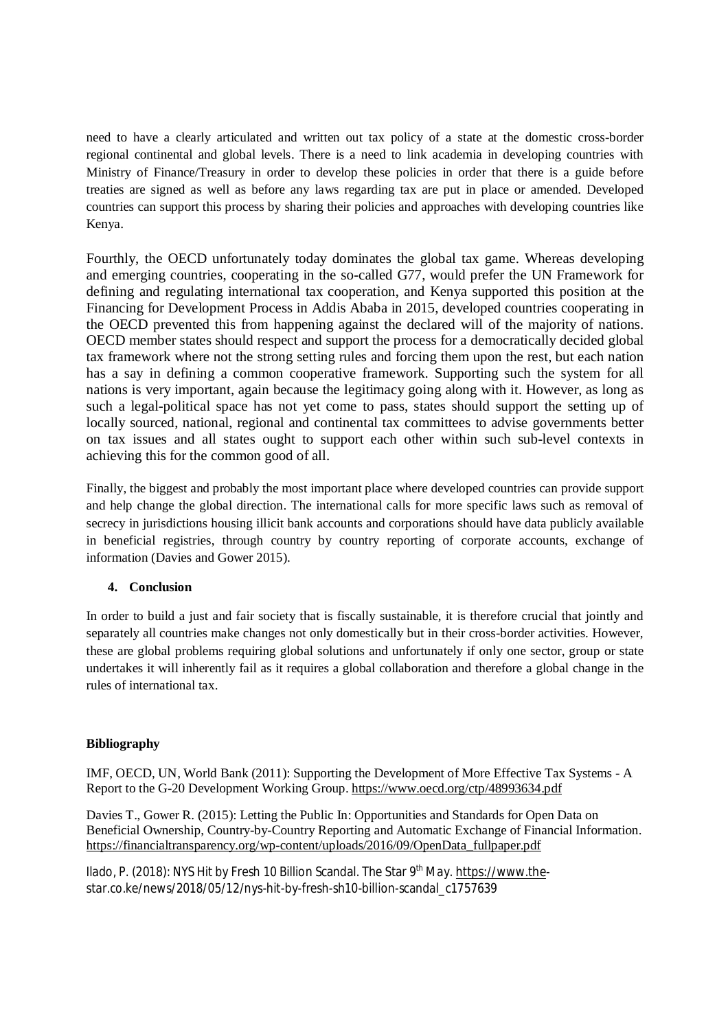need to have a clearly articulated and written out tax policy of a state at the domestic cross-border regional continental and global levels. There is a need to link academia in developing countries with Ministry of Finance/Treasury in order to develop these policies in order that there is a guide before treaties are signed as well as before any laws regarding tax are put in place or amended. Developed countries can support this process by sharing their policies and approaches with developing countries like Kenya.

Fourthly, the OECD unfortunately today dominates the global tax game. Whereas developing and emerging countries, cooperating in the so-called G77, would prefer the UN Framework for defining and regulating international tax cooperation, and Kenya supported this position at the Financing for Development Process in Addis Ababa in 2015, developed countries cooperating in the OECD prevented this from happening against the declared will of the majority of nations. OECD member states should respect and support the process for a democratically decided global tax framework where not the strong setting rules and forcing them upon the rest, but each nation has a say in defining a common cooperative framework. Supporting such the system for all nations is very important, again because the legitimacy going along with it. However, as long as such a legal-political space has not yet come to pass, states should support the setting up of locally sourced, national, regional and continental tax committees to advise governments better on tax issues and all states ought to support each other within such sub-level contexts in achieving this for the common good of all.

Finally, the biggest and probably the most important place where developed countries can provide support and help change the global direction. The international calls for more specific laws such as removal of secrecy in jurisdictions housing illicit bank accounts and corporations should have data publicly available in beneficial registries, through country by country reporting of corporate accounts, exchange of information (Davies and Gower 2015).

## 4. Conclusion

In order to build a just and fair society that is fiscally sustainable, it is therefore crucial that jointly and separately all countries make changes not only domestically but in their cross-border activities. However, these are global problems requiring global solutions and unfortunately if only one sector, group or state undertakes it will inherently fail as it requires a global collaboration and therefore a global change in the rules of international tax.

## Bibliography

IMF, OECD, UN, World Bank (2011): Supporting the Development of More Effective Tax Systems - A Report to the G-20 Development Working Group. https://www.oecd.org/ctp/48993634.pdf

Davies T., Gower R. (2015): Letting the Public In: Opportunities and Standards for Open Data on Beneficial Ownership, Country-by-Country Reporting and Automatic Exchange of Financial Information. https://financialtransparency.org/wp-content/uploads/2016/09/OpenData_fullpaper.pdf

Ilado, P. (2018): NYS Hit by Fresh 10 Billion Scandal. The Star 9th May. https://www.the-star.co.ke/news/2018/05/12/nys-hit-by-fresh-sh10-billion-scandal_c1757639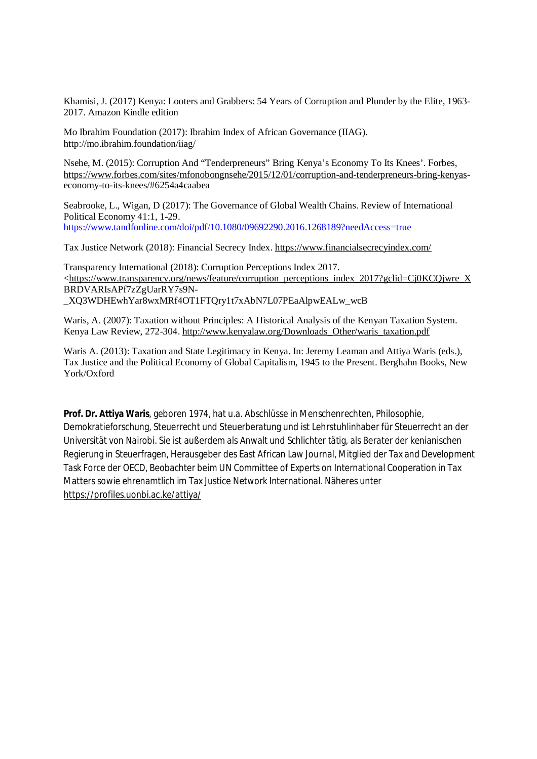Khamisi, J. (2017) Kenya: Looters and Grabbers: 54 Years of Corruption and Plunder by the Elite, 1963-2017. Amazon Kindle edition

Mo Ibrahim Foundation (2017): Ibrahim Index of African Governance (IIAG). http://mo.ibrahim.foundation/iiag/

Nsehe, M. (2015): Corruption And "Tenderpreneurs" Bring Kenya's Economy To Its Knees'. Forbes, https://www.forbes.com/sites/mfonobongnsehe/2015/12/01/corruption-and-tenderpreneurs-bring-kenyas-economy-to-its-knees/#6254a4caabea

Seabrooke, L., Wigan, D (2017): The Governance of Global Wealth Chains. Review of International Political Economy 41:1, 1-29. https://www.tandfonline.com/doi/pdf/10.1080/09692290.2016.1268189?needAccess=true

Tax Justice Network (2018): Financial Secrecy Index. https://www.financialsecrecyindex.com/

Transparency International (2018): Corruption Perceptions Index 2017. <https://www.transparency.org/news/feature/corruption_perceptions_index_2017?gclid=Cj0KCQjwre_XBRDVARIsAPf7zZgUarRY7s9N-_XQ3WDHEwhYar8wxMRf4OT1FTQry1t7xAbN7L07PEaAlpwEALw_wcB

Waris, A. (2007): Taxation without Principles: A Historical Analysis of the Kenyan Taxation System. Kenya Law Review, 272-304. http://www.kenyalaw.org/Downloads_Other/waris_taxation.pdf

Waris A. (2013): Taxation and State Legitimacy in Kenya. In: Jeremy Leaman and Attiya Waris (eds.), Tax Justice and the Political Economy of Global Capitalism, 1945 to the Present. Berghahn Books, New York/Oxford

**Prof. Dr. Attiya Waris**, geboren 1974, hat u.a. Abschlüsse in Menschenrechten, Philosophie, Demokratieforschung, Steuerrecht und Steuerberatung und ist Lehrstuhlinhaber für Steuerrecht an der Universität von Nairobi. Sie ist außerdem als Anwalt und Schlichter tätig, als Berater der kenianischen Regierung in Steuerfragen, Herausgeber des East African Law Journal, Mitglied der Tax and Development Task Force der OECD, Beobachter beim UN Committee of Experts on International Cooperation in Tax Matters sowie ehrenamtlich im Tax Justice Network International. Näheres unter https://profiles.uonbi.ac.ke/attiya/